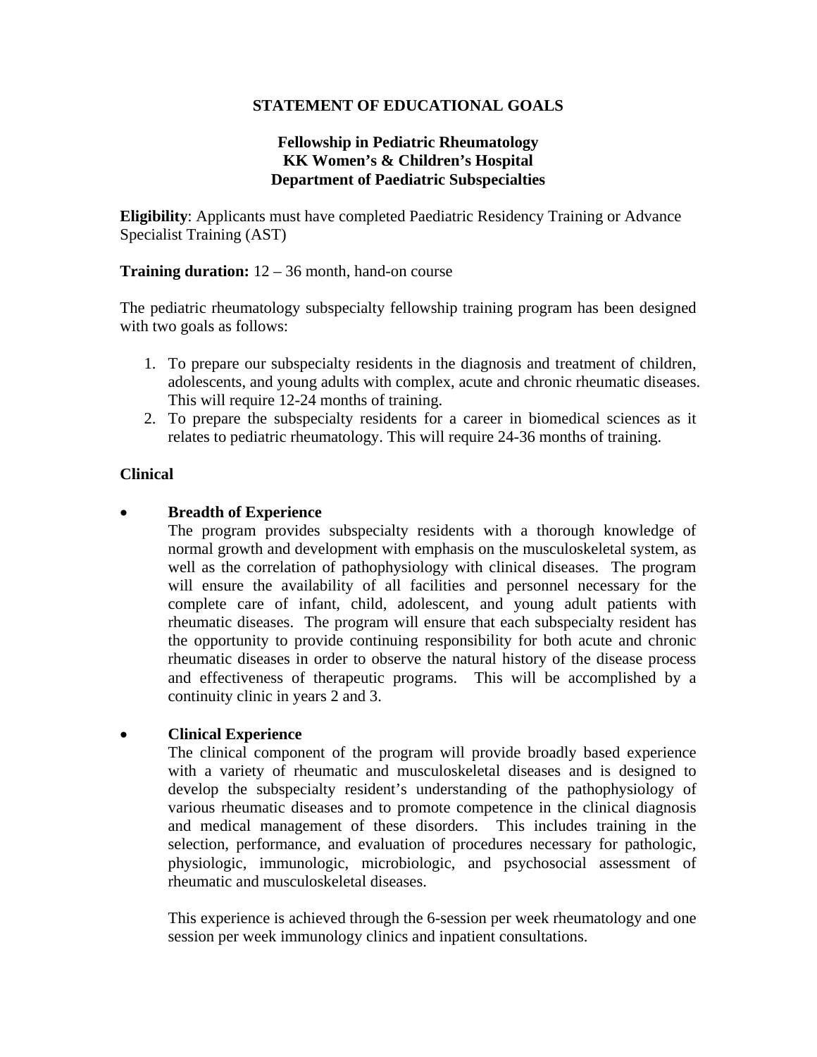# STATEMENT OF EDUCATIONAL GOALS

## Fellowship in Pediatric Rheumatology
## KK Women's & Children's Hospital
## Department of Paediatric Subspecialties

**Eligibility**: Applicants must have completed Paediatric Residency Training or Advance Specialist Training (AST)

**Training duration:** 12 – 36 month, hand-on course

The pediatric rheumatology subspecialty fellowship training program has been designed with two goals as follows:

1. To prepare our subspecialty residents in the diagnosis and treatment of children, adolescents, and young adults with complex, acute and chronic rheumatic diseases. This will require 12-24 months of training.
2. To prepare the subspecialty residents for a career in biomedical sciences as it relates to pediatric rheumatology. This will require 24-36 months of training.

**Clinical**

- **Breadth of Experience**

  The program provides subspecialty residents with a thorough knowledge of normal growth and development with emphasis on the musculoskeletal system, as well as the correlation of pathophysiology with clinical diseases. The program will ensure the availability of all facilities and personnel necessary for the complete care of infant, child, adolescent, and young adult patients with rheumatic diseases. The program will ensure that each subspecialty resident has the opportunity to provide continuing responsibility for both acute and chronic rheumatic diseases in order to observe the natural history of the disease process and effectiveness of therapeutic programs. This will be accomplished by a continuity clinic in years 2 and 3.

- **Clinical Experience**

  The clinical component of the program will provide broadly based experience with a variety of rheumatic and musculoskeletal diseases and is designed to develop the subspecialty resident's understanding of the pathophysiology of various rheumatic diseases and to promote competence in the clinical diagnosis and medical management of these disorders. This includes training in the selection, performance, and evaluation of procedures necessary for pathologic, physiologic, immunologic, microbiologic, and psychosocial assessment of rheumatic and musculoskeletal diseases.

  This experience is achieved through the 6-session per week rheumatology and one session per week immunology clinics and inpatient consultations.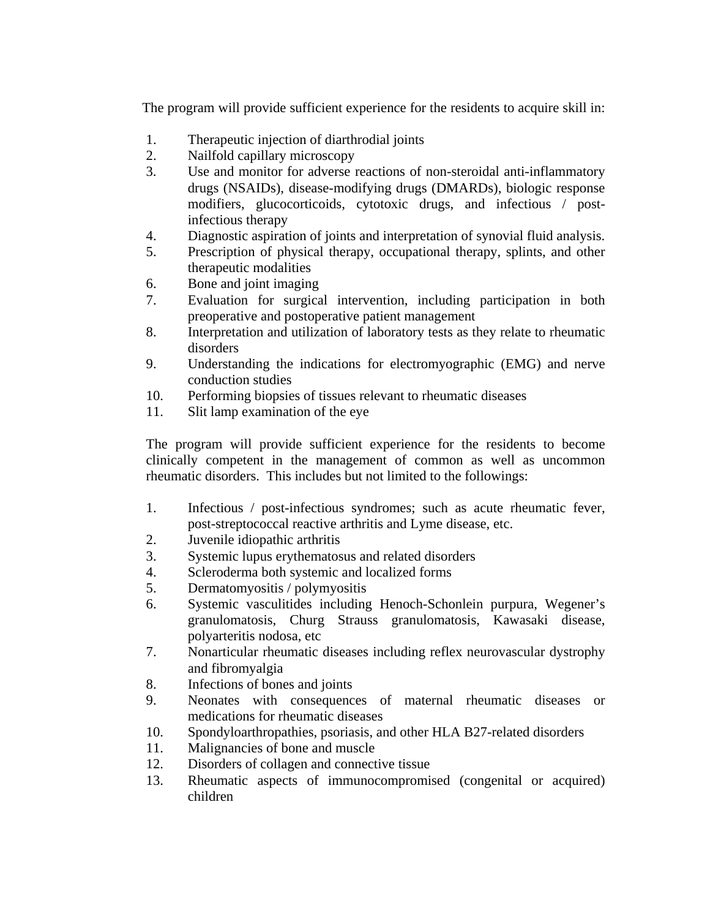The program will provide sufficient experience for the residents to acquire skill in:

1. Therapeutic injection of diarthrodial joints
2. Nailfold capillary microscopy
3. Use and monitor for adverse reactions of non-steroidal anti-inflammatory drugs (NSAIDs), disease-modifying drugs (DMARDs), biologic response modifiers, glucocorticoids, cytotoxic drugs, and infectious / post-infectious therapy
4. Diagnostic aspiration of joints and interpretation of synovial fluid analysis.
5. Prescription of physical therapy, occupational therapy, splints, and other therapeutic modalities
6. Bone and joint imaging
7. Evaluation for surgical intervention, including participation in both preoperative and postoperative patient management
8. Interpretation and utilization of laboratory tests as they relate to rheumatic disorders
9. Understanding the indications for electromyographic (EMG) and nerve conduction studies
10. Performing biopsies of tissues relevant to rheumatic diseases
11. Slit lamp examination of the eye

The program will provide sufficient experience for the residents to become clinically competent in the management of common as well as uncommon rheumatic disorders. This includes but not limited to the followings:

1. Infectious / post-infectious syndromes; such as acute rheumatic fever, post-streptococcal reactive arthritis and Lyme disease, etc.
2. Juvenile idiopathic arthritis
3. Systemic lupus erythematosus and related disorders
4. Scleroderma both systemic and localized forms
5. Dermatomyositis / polymyositis
6. Systemic vasculitides including Henoch-Schonlein purpura, Wegener's granulomatosis, Churg Strauss granulomatosis, Kawasaki disease, polyarteritis nodosa, etc
7. Nonarticular rheumatic diseases including reflex neurovascular dystrophy and fibromyalgia
8. Infections of bones and joints
9. Neonates with consequences of maternal rheumatic diseases or medications for rheumatic diseases
10. Spondyloarthropathies, psoriasis, and other HLA B27-related disorders
11. Malignancies of bone and muscle
12. Disorders of collagen and connective tissue
13. Rheumatic aspects of immunocompromised (congenital or acquired) children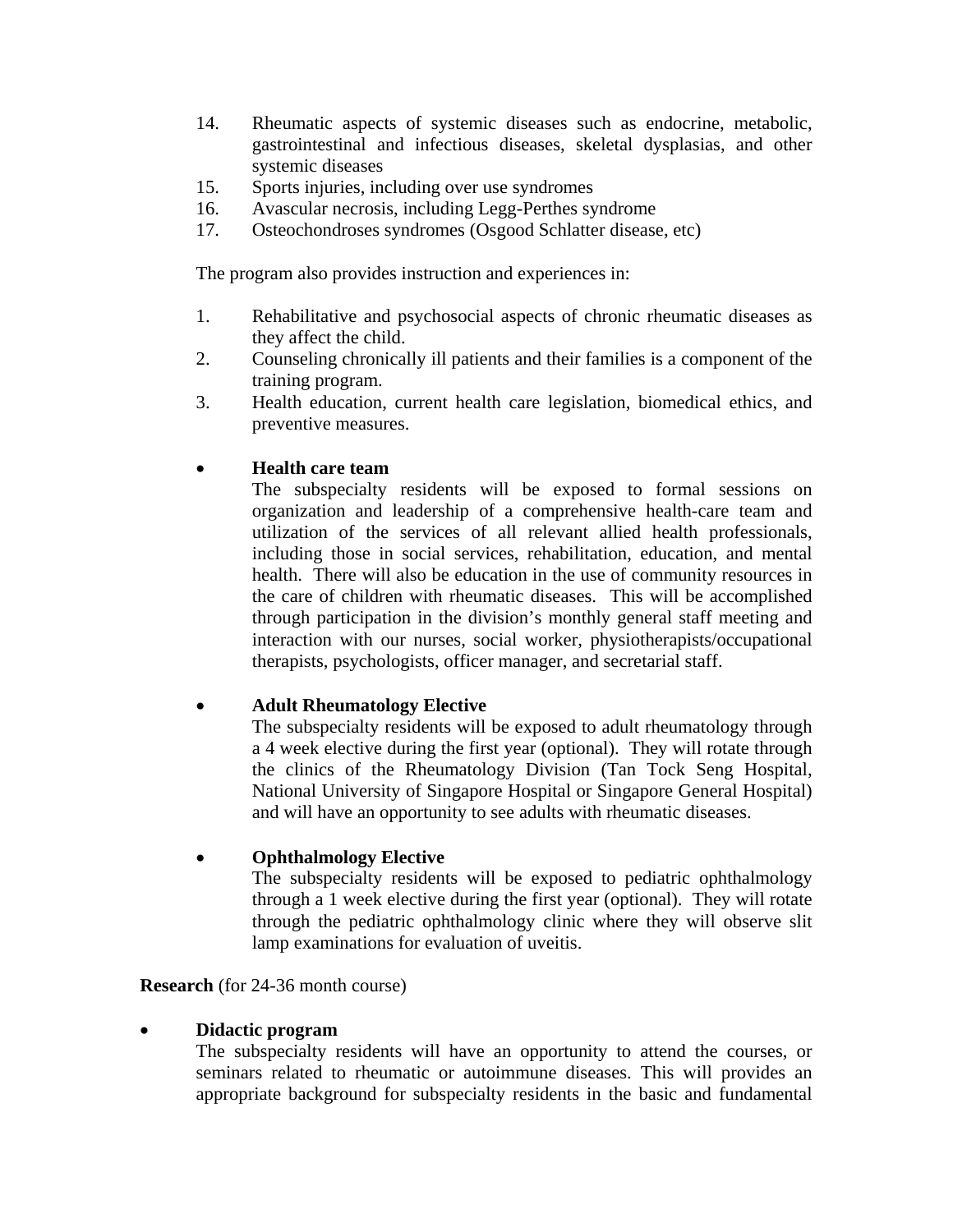14. Rheumatic aspects of systemic diseases such as endocrine, metabolic, gastrointestinal and infectious diseases, skeletal dysplasias, and other systemic diseases
15. Sports injuries, including over use syndromes
16. Avascular necrosis, including Legg-Perthes syndrome
17. Osteochondroses syndromes (Osgood Schlatter disease, etc)

The program also provides instruction and experiences in:

1. Rehabilitative and psychosocial aspects of chronic rheumatic diseases as they affect the child.
2. Counseling chronically ill patients and their families is a component of the training program.
3. Health education, current health care legislation, biomedical ethics, and preventive measures.

- **Health care team**
  The subspecialty residents will be exposed to formal sessions on organization and leadership of a comprehensive health-care team and utilization of the services of all relevant allied health professionals, including those in social services, rehabilitation, education, and mental health. There will also be education in the use of community resources in the care of children with rheumatic diseases. This will be accomplished through participation in the division's monthly general staff meeting and interaction with our nurses, social worker, physiotherapists/occupational therapists, psychologists, officer manager, and secretarial staff.

- **Adult Rheumatology Elective**
  The subspecialty residents will be exposed to adult rheumatology through a 4 week elective during the first year (optional). They will rotate through the clinics of the Rheumatology Division (Tan Tock Seng Hospital, National University of Singapore Hospital or Singapore General Hospital) and will have an opportunity to see adults with rheumatic diseases.

- **Ophthalmology Elective**
  The subspecialty residents will be exposed to pediatric ophthalmology through a 1 week elective during the first year (optional). They will rotate through the pediatric ophthalmology clinic where they will observe slit lamp examinations for evaluation of uveitis.

**Research** (for 24-36 month course)

- **Didactic program**
  The subspecialty residents will have an opportunity to attend the courses, or seminars related to rheumatic or autoimmune diseases. This will provides an appropriate background for subspecialty residents in the basic and fundamental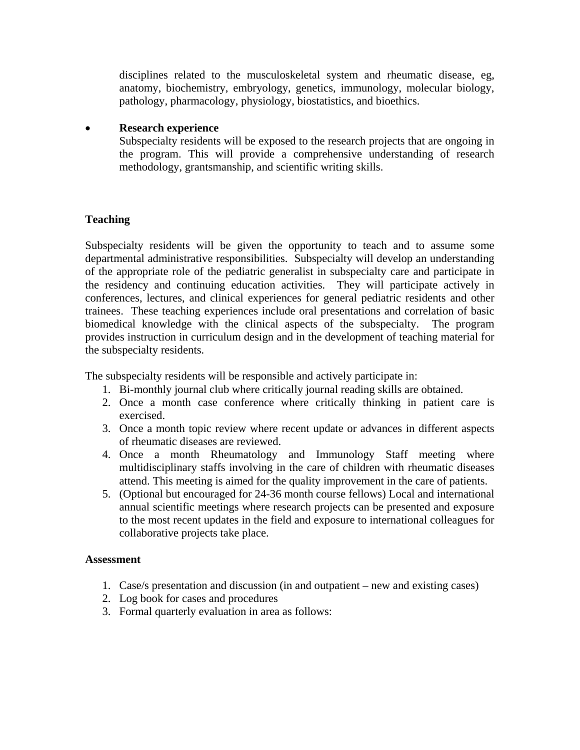disciplines related to the musculoskeletal system and rheumatic disease, eg, anatomy, biochemistry, embryology, genetics, immunology, molecular biology, pathology, pharmacology, physiology, biostatistics, and bioethics.

- **Research experience**
  Subspecialty residents will be exposed to the research projects that are ongoing in the program. This will provide a comprehensive understanding of research methodology, grantsmanship, and scientific writing skills.

**Teaching**

Subspecialty residents will be given the opportunity to teach and to assume some departmental administrative responsibilities. Subspecialty will develop an understanding of the appropriate role of the pediatric generalist in subspecialty care and participate in the residency and continuing education activities. They will participate actively in conferences, lectures, and clinical experiences for general pediatric residents and other trainees. These teaching experiences include oral presentations and correlation of basic biomedical knowledge with the clinical aspects of the subspecialty. The program provides instruction in curriculum design and in the development of teaching material for the subspecialty residents.

The subspecialty residents will be responsible and actively participate in:

1. Bi-monthly journal club where critically journal reading skills are obtained.
2. Once a month case conference where critically thinking in patient care is exercised.
3. Once a month topic review where recent update or advances in different aspects of rheumatic diseases are reviewed.
4. Once a month Rheumatology and Immunology Staff meeting where multidisciplinary staffs involving in the care of children with rheumatic diseases attend. This meeting is aimed for the quality improvement in the care of patients.
5. (Optional but encouraged for 24-36 month course fellows) Local and international annual scientific meetings where research projects can be presented and exposure to the most recent updates in the field and exposure to international colleagues for collaborative projects take place.

**Assessment**

1. Case/s presentation and discussion (in and outpatient – new and existing cases)
2. Log book for cases and procedures
3. Formal quarterly evaluation in area as follows: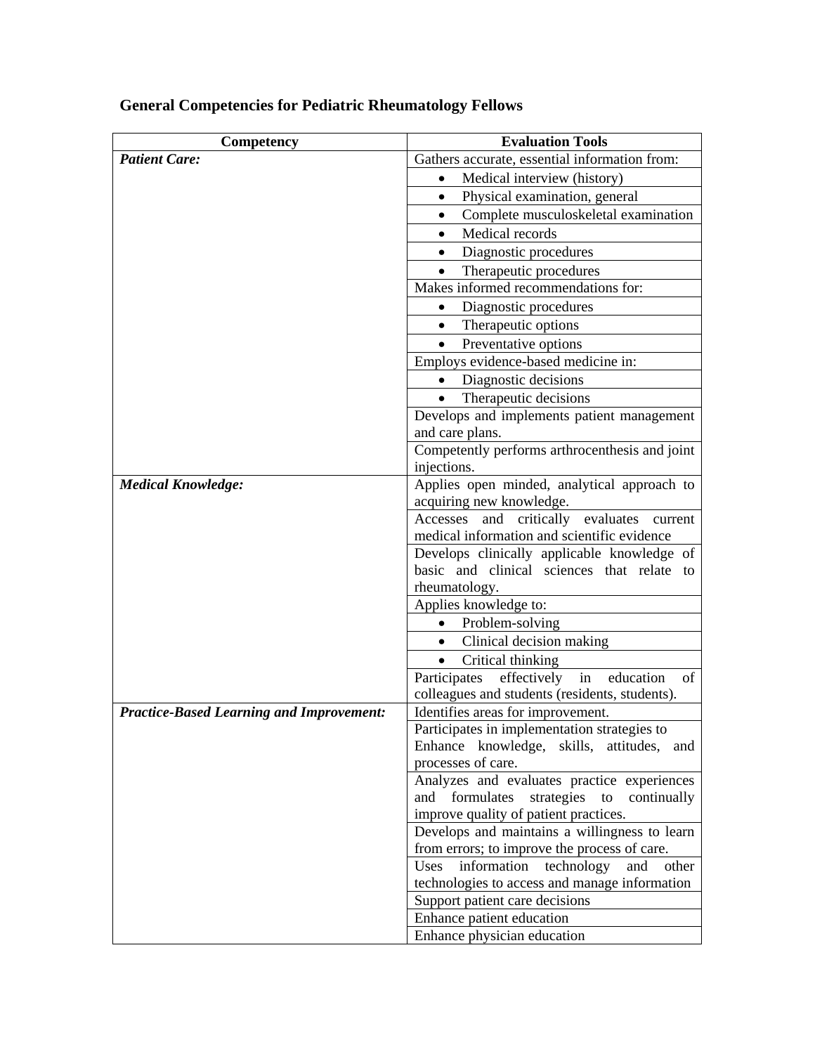**General Competencies for Pediatric Rheumatology Fellows**

| Competency | Evaluation Tools |
|---|---|
| ***Patient Care:*** | Gathers accurate, essential information from: |
| | • Medical interview (history) |
| | • Physical examination, general |
| | • Complete musculoskeletal examination |
| | • Medical records |
| | • Diagnostic procedures |
| | • Therapeutic procedures |
| | Makes informed recommendations for: |
| | • Diagnostic procedures |
| | • Therapeutic options |
| | • Preventative options |
| | Employs evidence-based medicine in: |
| | • Diagnostic decisions |
| | • Therapeutic decisions |
| | Develops and implements patient management and care plans. |
| | Competently performs arthrocenthesis and joint injections. |
| ***Medical Knowledge:*** | Applies open minded, analytical approach to acquiring new knowledge. |
| | Accesses and critically evaluates current medical information and scientific evidence |
| | Develops clinically applicable knowledge of basic and clinical sciences that relate to rheumatology. |
| | Applies knowledge to: |
| | • Problem-solving |
| | • Clinical decision making |
| | • Critical thinking |
| | Participates effectively in education of colleagues and students (residents, students). |
| ***Practice-Based Learning and Improvement:*** | Identifies areas for improvement. |
| | Participates in implementation strategies to Enhance knowledge, skills, attitudes, and processes of care. |
| | Analyzes and evaluates practice experiences and formulates strategies to continually improve quality of patient practices. |
| | Develops and maintains a willingness to learn from errors; to improve the process of care. |
| | Uses information technology and other technologies to access and manage information |
| | Support patient care decisions |
| | Enhance patient education |
| | Enhance physician education |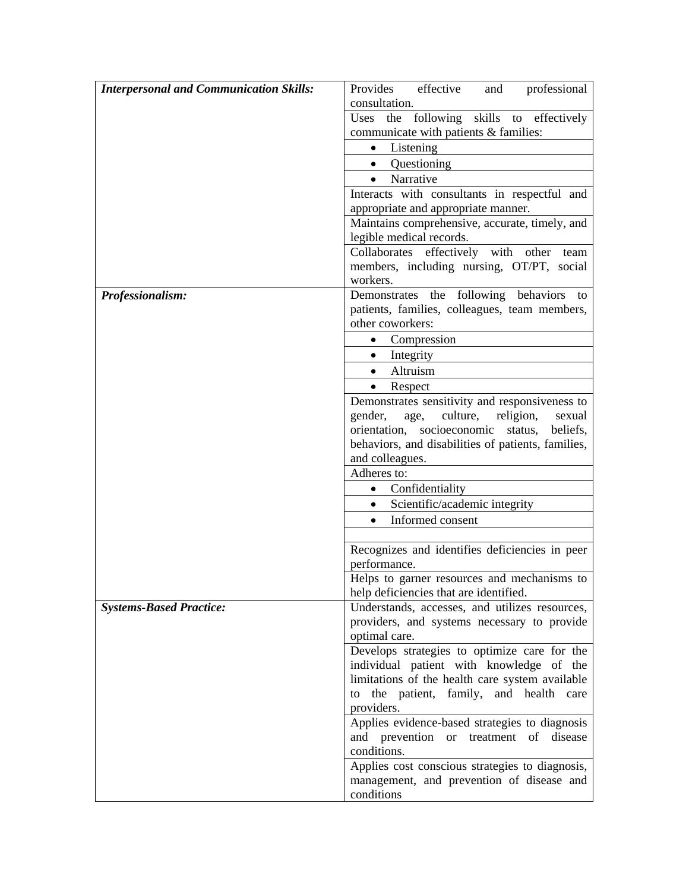| | |
|---|---|
| ***Interpersonal and Communication Skills:*** | Provides effective and professional consultation. |
| | Uses the following skills to effectively communicate with patients & families: |
| | • Listening |
| | • Questioning |
| | • Narrative |
| | Interacts with consultants in respectful and appropriate and appropriate manner. |
| | Maintains comprehensive, accurate, timely, and legible medical records. |
| | Collaborates effectively with other team members, including nursing, OT/PT, social workers. |
| ***Professionalism:*** | Demonstrates the following behaviors to patients, families, colleagues, team members, other coworkers: |
| | • Compression |
| | • Integrity |
| | • Altruism |
| | • Respect |
| | Demonstrates sensitivity and responsiveness to gender, age, culture, religion, sexual orientation, socioeconomic status, beliefs, behaviors, and disabilities of patients, families, and colleagues. |
| | Adheres to: |
| | • Confidentiality |
| | • Scientific/academic integrity |
| | • Informed consent |
| | |
| | Recognizes and identifies deficiencies in peer performance. |
| | Helps to garner resources and mechanisms to help deficiencies that are identified. |
| ***Systems-Based Practice:*** | Understands, accesses, and utilizes resources, providers, and systems necessary to provide optimal care. |
| | Develops strategies to optimize care for the individual patient with knowledge of the limitations of the health care system available to the patient, family, and health care providers. |
| | Applies evidence-based strategies to diagnosis and prevention or treatment of disease conditions. |
| | Applies cost conscious strategies to diagnosis, management, and prevention of disease and conditions |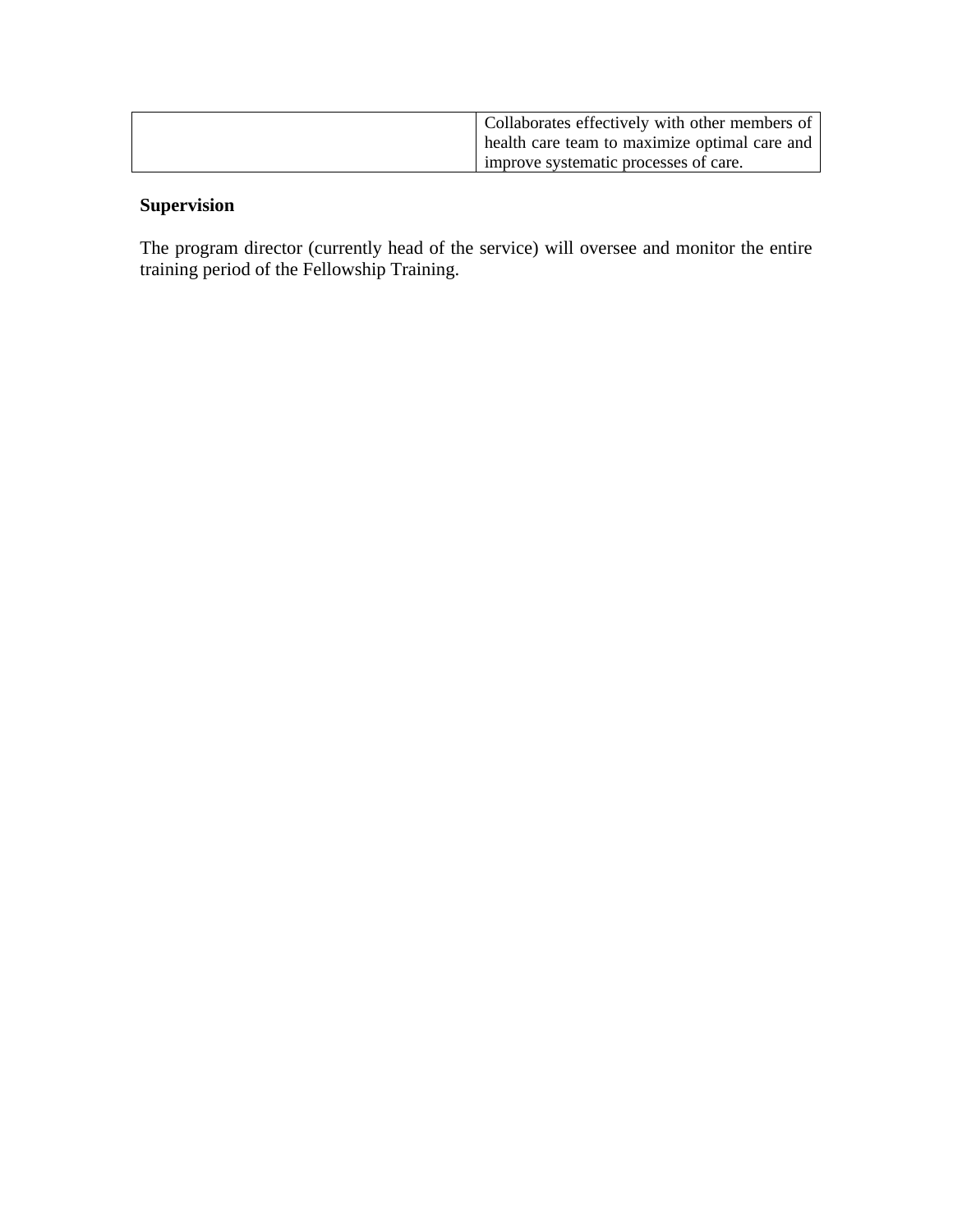| | |
|---|---|
| | Collaborates effectively with other members of health care team to maximize optimal care and improve systematic processes of care. |

**Supervision**

The program director (currently head of the service) will oversee and monitor the entire training period of the Fellowship Training.